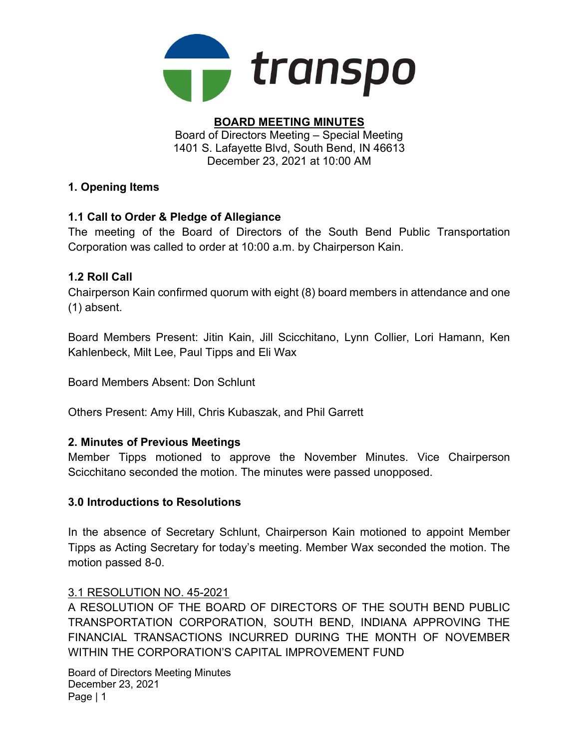transpo

**BOARD MEETING MINUTES**

Board of Directors Meeting – Special Meeting
1401 S. Lafayette Blvd, South Bend, IN 46613
December 23, 2021 at 10:00 AM

## 1. Opening Items

### 1.1 Call to Order & Pledge of Allegiance

The meeting of the Board of Directors of the South Bend Public Transportation Corporation was called to order at 10:00 a.m. by Chairperson Kain.

### 1.2 Roll Call

Chairperson Kain confirmed quorum with eight (8) board members in attendance and one (1) absent.

Board Members Present: Jitin Kain, Jill Scicchitano, Lynn Collier, Lori Hamann, Ken Kahlenbeck, Milt Lee, Paul Tipps and Eli Wax

Board Members Absent: Don Schlunt

Others Present: Amy Hill, Chris Kubaszak, and Phil Garrett

## 2. Minutes of Previous Meetings

Member Tipps motioned to approve the November Minutes. Vice Chairperson Scicchitano seconded the motion. The minutes were passed unopposed.

## 3.0 Introductions to Resolutions

In the absence of Secretary Schlunt, Chairperson Kain motioned to appoint Member Tipps as Acting Secretary for today's meeting. Member Wax seconded the motion. The motion passed 8-0.

3.1 RESOLUTION NO. 45-2021

A RESOLUTION OF THE BOARD OF DIRECTORS OF THE SOUTH BEND PUBLIC TRANSPORTATION CORPORATION, SOUTH BEND, INDIANA APPROVING THE FINANCIAL TRANSACTIONS INCURRED DURING THE MONTH OF NOVEMBER WITHIN THE CORPORATION'S CAPITAL IMPROVEMENT FUND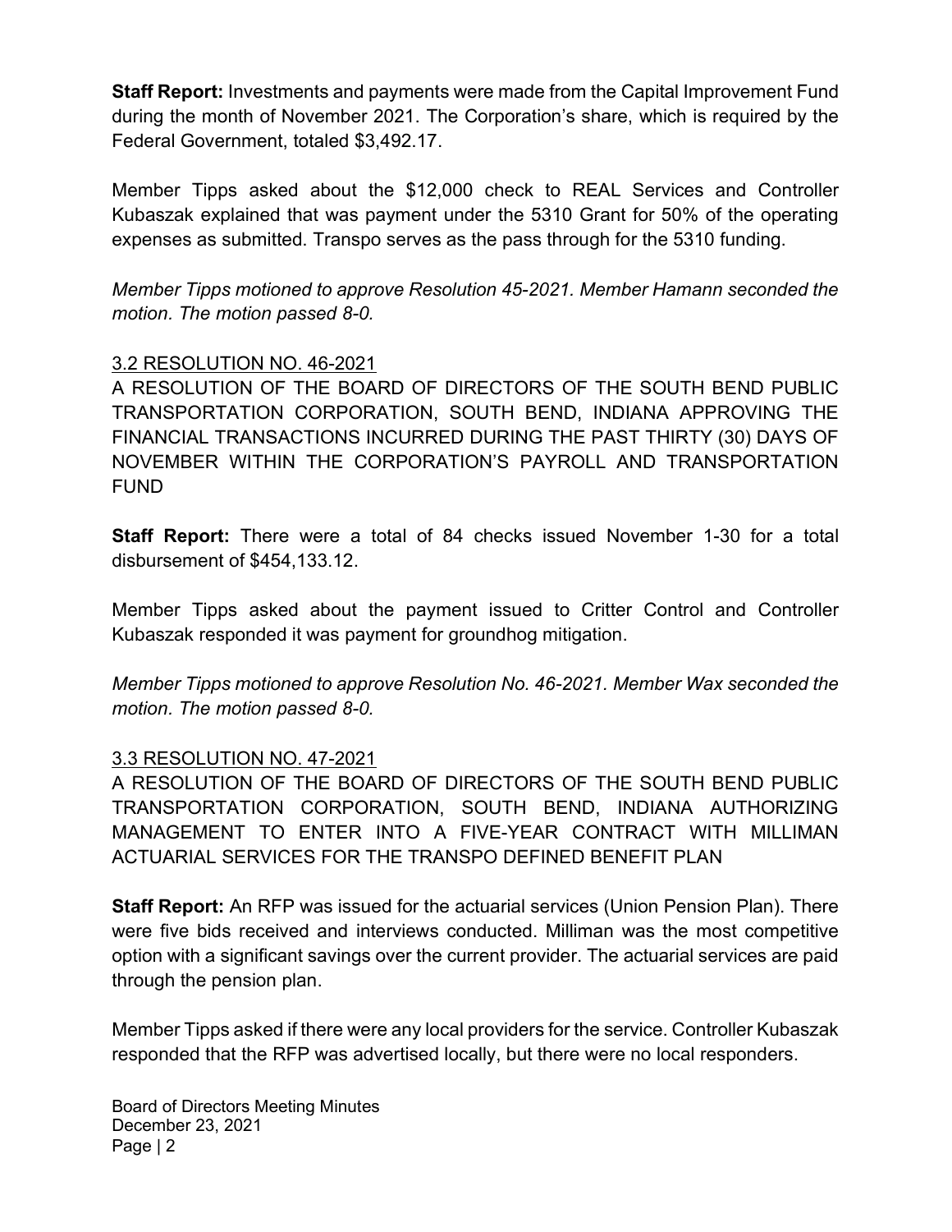**Staff Report:** Investments and payments were made from the Capital Improvement Fund during the month of November 2021. The Corporation's share, which is required by the Federal Government, totaled $3,492.17.

Member Tipps asked about the $12,000 check to REAL Services and Controller Kubaszak explained that was payment under the 5310 Grant for 50% of the operating expenses as submitted. Transpo serves as the pass through for the 5310 funding.

*Member Tipps motioned to approve Resolution 45-2021. Member Hamann seconded the motion. The motion passed 8-0.*

3.2 RESOLUTION NO. 46-2021

A RESOLUTION OF THE BOARD OF DIRECTORS OF THE SOUTH BEND PUBLIC TRANSPORTATION CORPORATION, SOUTH BEND, INDIANA APPROVING THE FINANCIAL TRANSACTIONS INCURRED DURING THE PAST THIRTY (30) DAYS OF NOVEMBER WITHIN THE CORPORATION'S PAYROLL AND TRANSPORTATION FUND

**Staff Report:** There were a total of 84 checks issued November 1-30 for a total disbursement of $454,133.12.

Member Tipps asked about the payment issued to Critter Control and Controller Kubaszak responded it was payment for groundhog mitigation.

*Member Tipps motioned to approve Resolution No. 46-2021. Member Wax seconded the motion. The motion passed 8-0.*

3.3 RESOLUTION NO. 47-2021

A RESOLUTION OF THE BOARD OF DIRECTORS OF THE SOUTH BEND PUBLIC TRANSPORTATION CORPORATION, SOUTH BEND, INDIANA AUTHORIZING MANAGEMENT TO ENTER INTO A FIVE-YEAR CONTRACT WITH MILLIMAN ACTUARIAL SERVICES FOR THE TRANSPO DEFINED BENEFIT PLAN

**Staff Report:** An RFP was issued for the actuarial services (Union Pension Plan). There were five bids received and interviews conducted. Milliman was the most competitive option with a significant savings over the current provider. The actuarial services are paid through the pension plan.

Member Tipps asked if there were any local providers for the service. Controller Kubaszak responded that the RFP was advertised locally, but there were no local responders.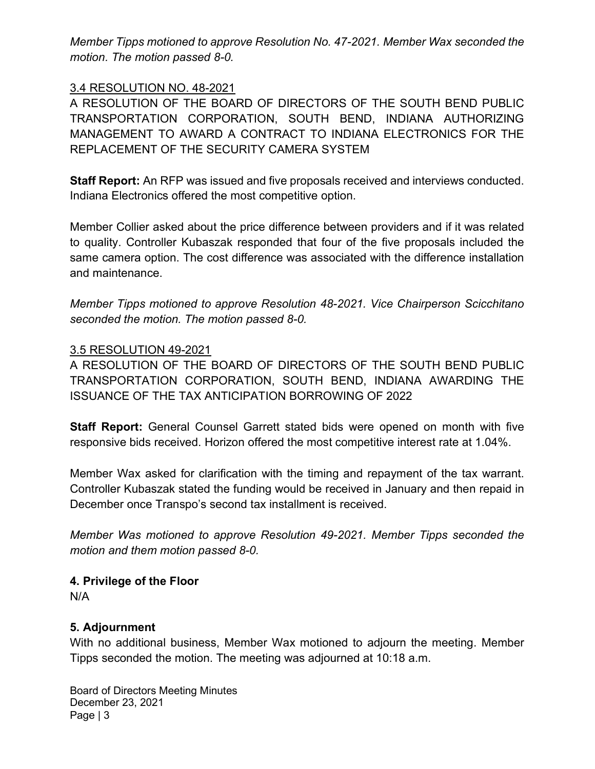*Member Tipps motioned to approve Resolution No. 47-2021. Member Wax seconded the motion. The motion passed 8-0.*

3.4 RESOLUTION NO. 48-2021

A RESOLUTION OF THE BOARD OF DIRECTORS OF THE SOUTH BEND PUBLIC TRANSPORTATION CORPORATION, SOUTH BEND, INDIANA AUTHORIZING MANAGEMENT TO AWARD A CONTRACT TO INDIANA ELECTRONICS FOR THE REPLACEMENT OF THE SECURITY CAMERA SYSTEM

**Staff Report:** An RFP was issued and five proposals received and interviews conducted. Indiana Electronics offered the most competitive option.

Member Collier asked about the price difference between providers and if it was related to quality. Controller Kubaszak responded that four of the five proposals included the same camera option. The cost difference was associated with the difference installation and maintenance.

*Member Tipps motioned to approve Resolution 48-2021. Vice Chairperson Scicchitano seconded the motion. The motion passed 8-0.*

3.5 RESOLUTION 49-2021

A RESOLUTION OF THE BOARD OF DIRECTORS OF THE SOUTH BEND PUBLIC TRANSPORTATION CORPORATION, SOUTH BEND, INDIANA AWARDING THE ISSUANCE OF THE TAX ANTICIPATION BORROWING OF 2022

**Staff Report:** General Counsel Garrett stated bids were opened on month with five responsive bids received. Horizon offered the most competitive interest rate at 1.04%.

Member Wax asked for clarification with the timing and repayment of the tax warrant. Controller Kubaszak stated the funding would be received in January and then repaid in December once Transpo's second tax installment is received.

*Member Was motioned to approve Resolution 49-2021. Member Tipps seconded the motion and them motion passed 8-0.*

**4. Privilege of the Floor**

N/A

**5. Adjournment**

With no additional business, Member Wax motioned to adjourn the meeting. Member Tipps seconded the motion. The meeting was adjourned at 10:18 a.m.